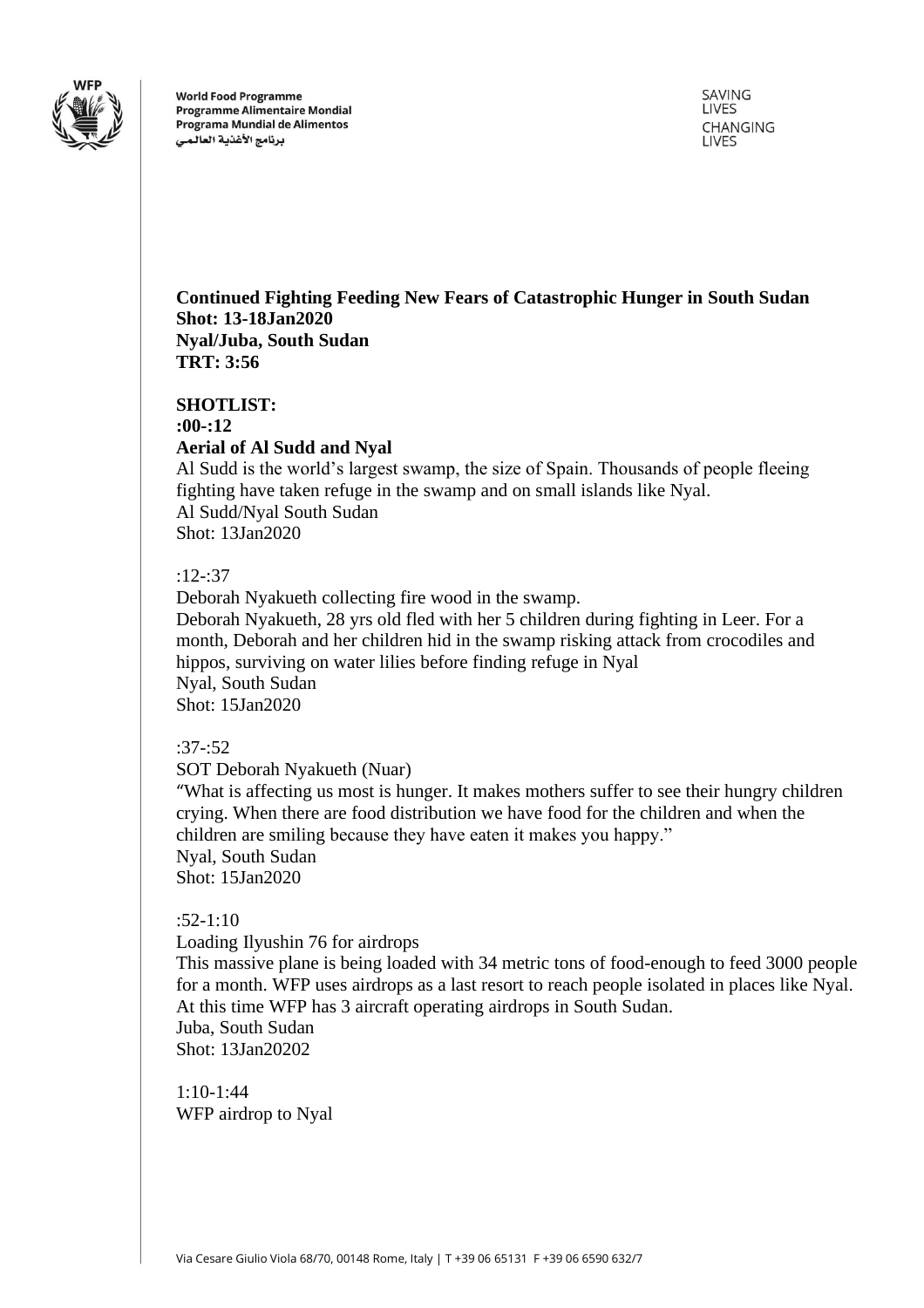**Continued Fighting Feeding New Fears of Catastrophic Hunger in South Sudan**
**Shot: 13-18Jan2020**
**Nyal/Juba, South Sudan**
**TRT: 3:56**

**SHOTLIST:**
**:00-:12**
**Aerial of Al Sudd and Nyal**
Al Sudd is the world's largest swamp, the size of Spain. Thousands of people fleeing fighting have taken refuge in the swamp and on small islands like Nyal.
Al Sudd/Nyal South Sudan
Shot: 13Jan2020

:12-:37
Deborah Nyakueth collecting fire wood in the swamp.
Deborah Nyakueth, 28 yrs old fled with her 5 children during fighting in Leer. For a month, Deborah and her children hid in the swamp risking attack from crocodiles and hippos, surviving on water lilies before finding refuge in Nyal
Nyal, South Sudan
Shot: 15Jan2020

:37-:52
SOT Deborah Nyakueth (Nuar)
"What is affecting us most is hunger. It makes mothers suffer to see their hungry children crying. When there are food distribution we have food for the children and when the children are smiling because they have eaten it makes you happy."
Nyal, South Sudan
Shot: 15Jan2020

:52-1:10
Loading Ilyushin 76 for airdrops
This massive plane is being loaded with 34 metric tons of food-enough to feed 3000 people for a month. WFP uses airdrops as a last resort to reach people isolated in places like Nyal. At this time WFP has 3 aircraft operating airdrops in South Sudan.
Juba, South Sudan
Shot: 13Jan20202

1:10-1:44
WFP airdrop to Nyal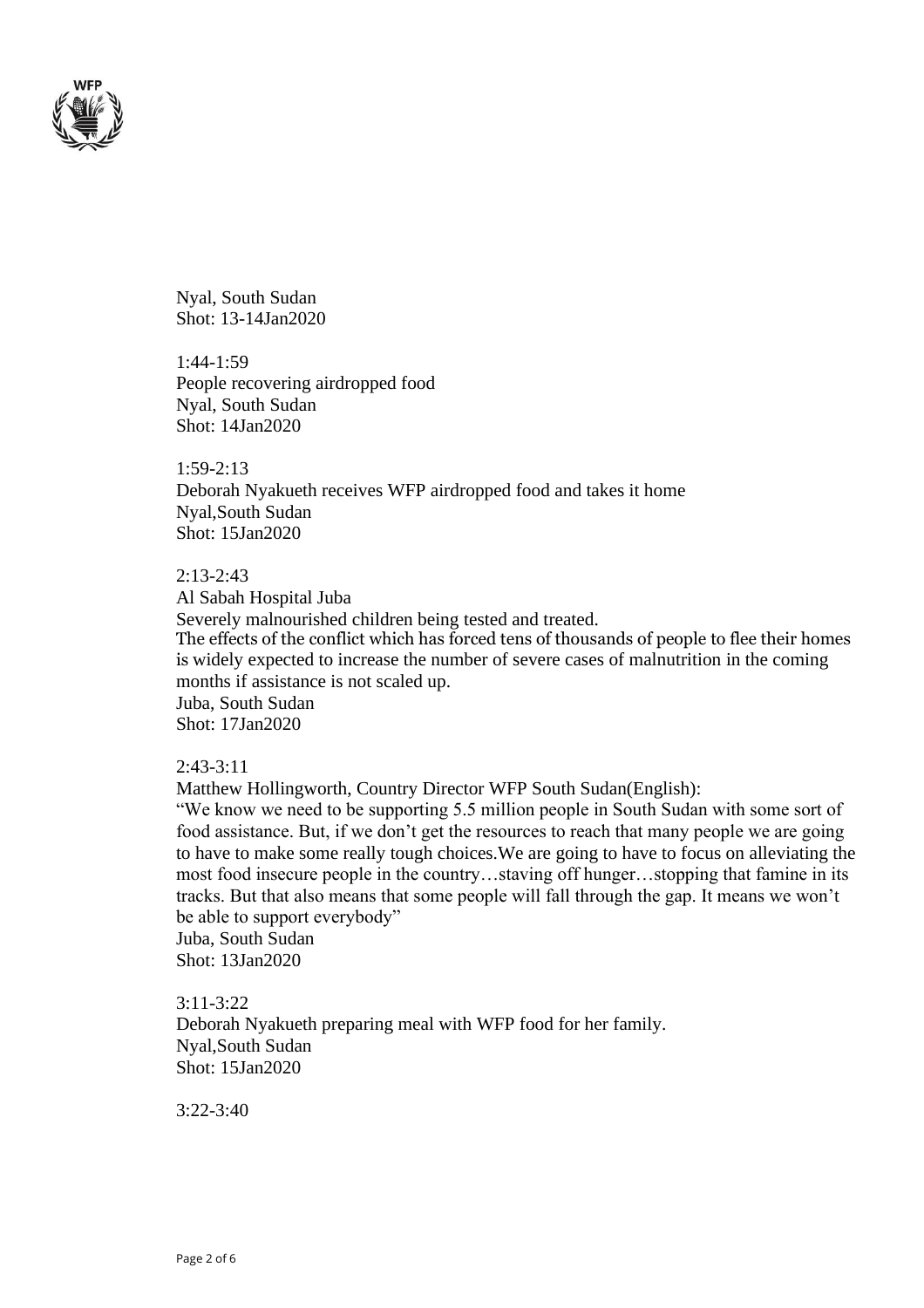Nyal, South Sudan
Shot: 13-14Jan2020

1:44-1:59
People recovering airdropped food
Nyal, South Sudan
Shot: 14Jan2020

1:59-2:13
Deborah Nyakueth receives WFP airdropped food and takes it home
Nyal,South Sudan
Shot: 15Jan2020

2:13-2:43
Al Sabah Hospital Juba
Severely malnourished children being tested and treated.
The effects of the conflict which has forced tens of thousands of people to flee their homes is widely expected to increase the number of severe cases of malnutrition in the coming months if assistance is not scaled up.
Juba, South Sudan
Shot: 17Jan2020

2:43-3:11
Matthew Hollingworth, Country Director WFP South Sudan(English):
"We know we need to be supporting 5.5 million people in South Sudan with some sort of food assistance. But, if we don't get the resources to reach that many people we are going to have to make some really tough choices.We are going to have to focus on alleviating the most food insecure people in the country…staving off hunger…stopping that famine in its tracks. But that also means that some people will fall through the gap. It means we won't be able to support everybody"
Juba, South Sudan
Shot: 13Jan2020

3:11-3:22
Deborah Nyakueth preparing meal with WFP food for her family.
Nyal,South Sudan
Shot: 15Jan2020

3:22-3:40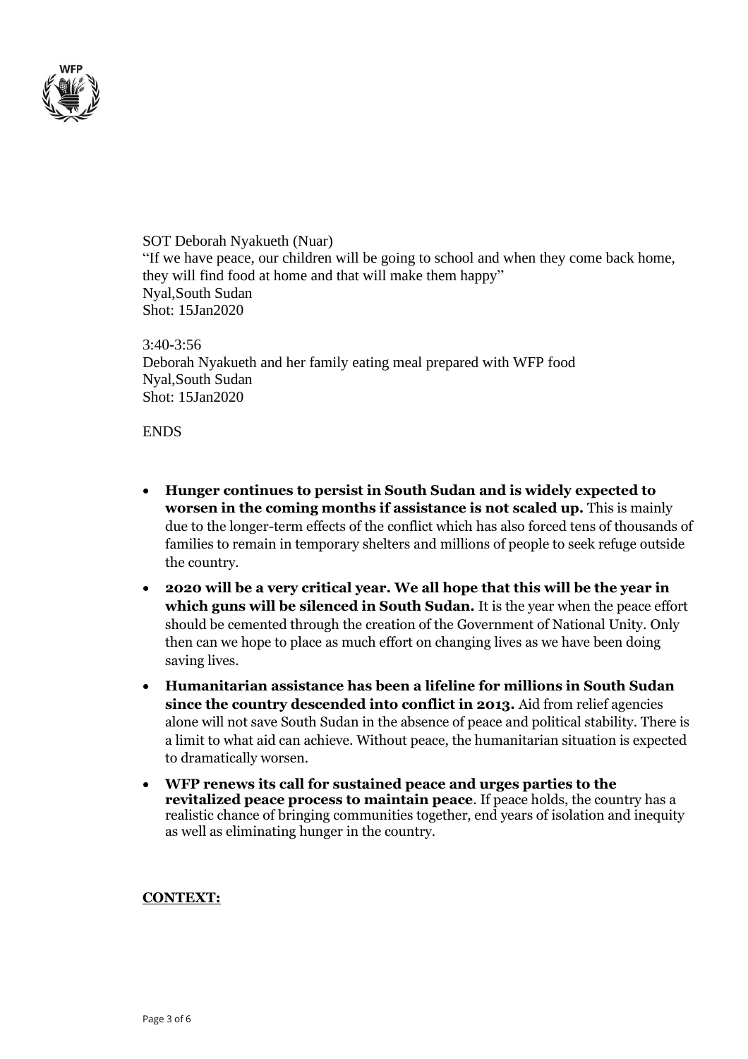SOT Deborah Nyakueth (Nuar)
"If we have peace, our children will be going to school and when they come back home, they will find food at home and that will make them happy"
Nyal,South Sudan
Shot: 15Jan2020

3:40-3:56
Deborah Nyakueth and her family eating meal prepared with WFP food
Nyal,South Sudan
Shot: 15Jan2020

ENDS

- **Hunger continues to persist in South Sudan and is widely expected to worsen in the coming months if assistance is not scaled up.** This is mainly due to the longer-term effects of the conflict which has also forced tens of thousands of families to remain in temporary shelters and millions of people to seek refuge outside the country.
- **2020 will be a very critical year. We all hope that this will be the year in which guns will be silenced in South Sudan.** It is the year when the peace effort should be cemented through the creation of the Government of National Unity. Only then can we hope to place as much effort on changing lives as we have been doing saving lives.
- **Humanitarian assistance has been a lifeline for millions in South Sudan since the country descended into conflict in 2013.** Aid from relief agencies alone will not save South Sudan in the absence of peace and political stability. There is a limit to what aid can achieve. Without peace, the humanitarian situation is expected to dramatically worsen.
- **WFP renews its call for sustained peace and urges parties to the revitalized peace process to maintain peace**. If peace holds, the country has a realistic chance of bringing communities together, end years of isolation and inequity as well as eliminating hunger in the country.

**CONTEXT:**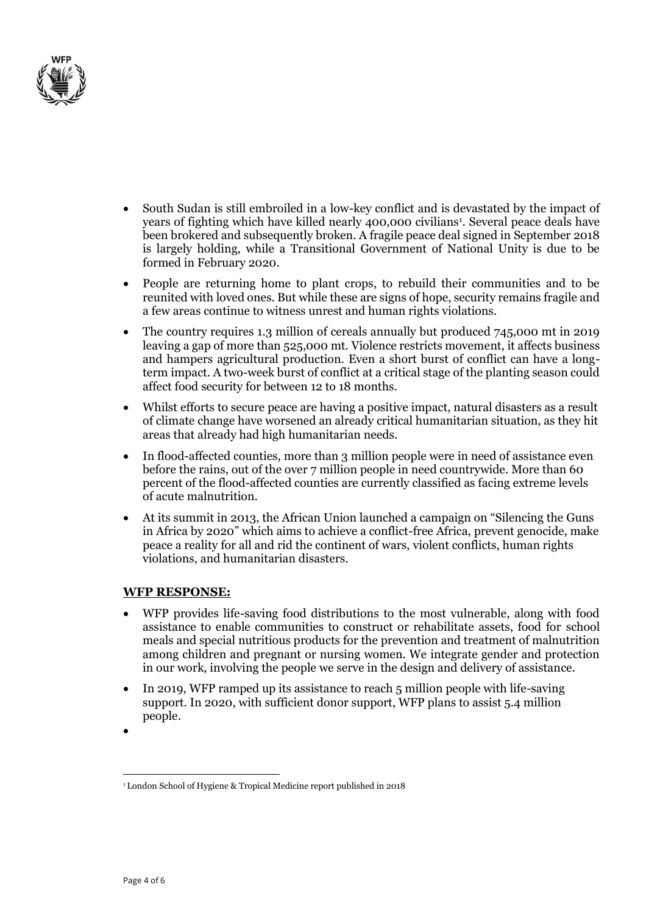- South Sudan is still embroiled in a low-key conflict and is devastated by the impact of years of fighting which have killed nearly 400,000 civilians[1]. Several peace deals have been brokered and subsequently broken. A fragile peace deal signed in September 2018 is largely holding, while a Transitional Government of National Unity is due to be formed in February 2020.
- People are returning home to plant crops, to rebuild their communities and to be reunited with loved ones. But while these are signs of hope, security remains fragile and a few areas continue to witness unrest and human rights violations.
- The country requires 1.3 million of cereals annually but produced 745,000 mt in 2019 leaving a gap of more than 525,000 mt. Violence restricts movement, it affects business and hampers agricultural production. Even a short burst of conflict can have a long-term impact. A two-week burst of conflict at a critical stage of the planting season could affect food security for between 12 to 18 months.
- Whilst efforts to secure peace are having a positive impact, natural disasters as a result of climate change have worsened an already critical humanitarian situation, as they hit areas that already had high humanitarian needs.
- In flood-affected counties, more than 3 million people were in need of assistance even before the rains, out of the over 7 million people in need countrywide. More than 60 percent of the flood-affected counties are currently classified as facing extreme levels of acute malnutrition.
- At its summit in 2013, the African Union launched a campaign on "Silencing the Guns in Africa by 2020" which aims to achieve a conflict-free Africa, prevent genocide, make peace a reality for all and rid the continent of wars, violent conflicts, human rights violations, and humanitarian disasters.

**WFP RESPONSE:**

- WFP provides life-saving food distributions to the most vulnerable, along with food assistance to enable communities to construct or rehabilitate assets, food for school meals and special nutritious products for the prevention and treatment of malnutrition among children and pregnant or nursing women. We integrate gender and protection in our work, involving the people we serve in the design and delivery of assistance.
- In 2019, WFP ramped up its assistance to reach 5 million people with life-saving support. In 2020, with sufficient donor support, WFP plans to assist 5.4 million people.

---

[1] London School of Hygiene & Tropical Medicine report published in 2018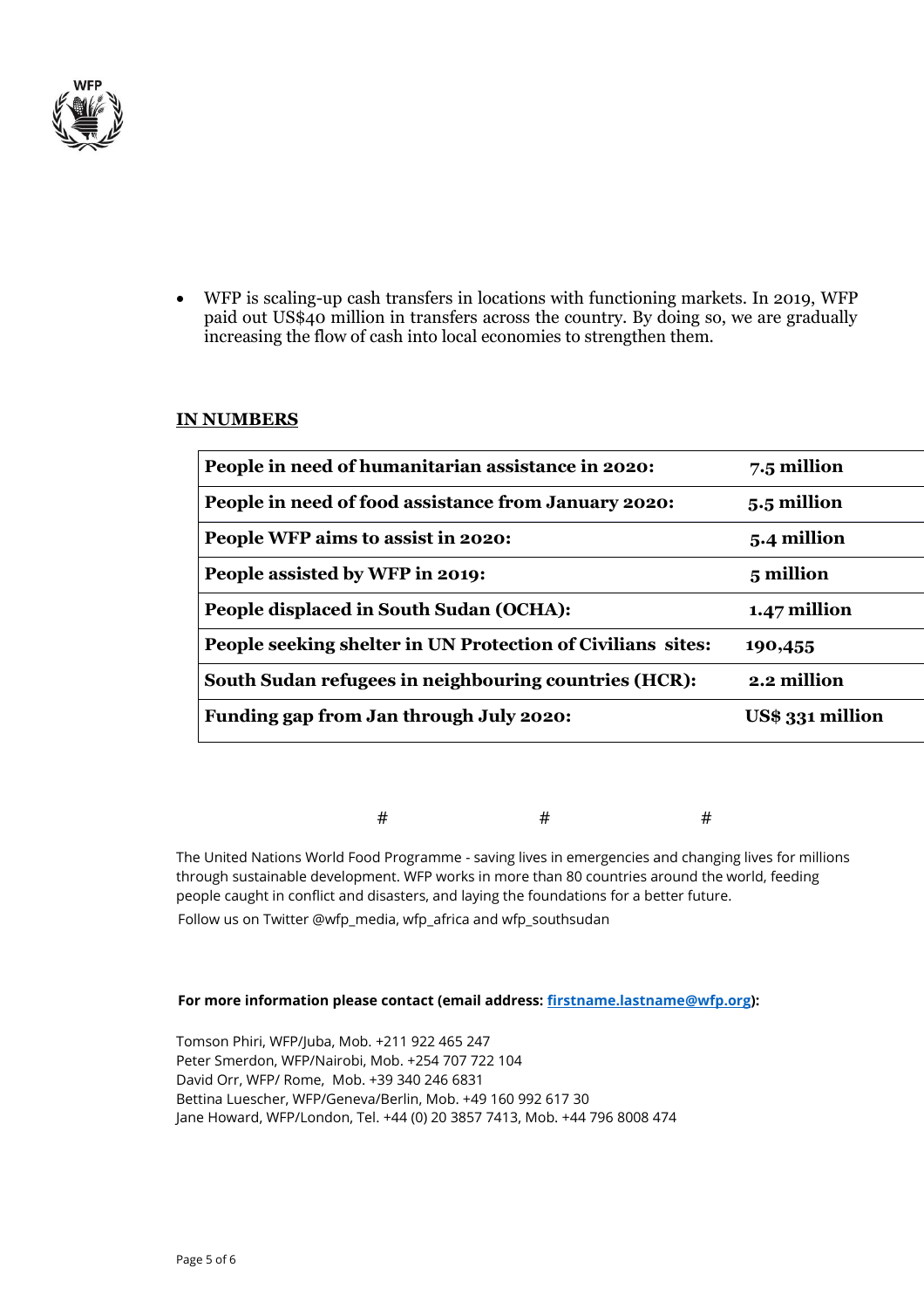- WFP is scaling-up cash transfers in locations with functioning markets. In 2019, WFP paid out US$40 million in transfers across the country. By doing so, we are gradually increasing the flow of cash into local economies to strengthen them.

**IN NUMBERS**

| | |
|---|---|
| **People in need of humanitarian assistance in 2020:** | **7.5 million** |
| **People in need of food assistance from January 2020:** | **5.5 million** |
| **People WFP aims to assist in 2020:** | **5.4 million** |
| **People assisted by WFP in 2019:** | **5 million** |
| **People displaced in South Sudan (OCHA):** | **1.47 million** |
| **People seeking shelter in UN Protection of Civilians sites:** | **190,455** |
| **South Sudan refugees in neighbouring countries (HCR):** | **2.2 million** |
| **Funding gap from Jan through July 2020:** | **US$ 331 million** |

# # #

The United Nations World Food Programme - saving lives in emergencies and changing lives for millions through sustainable development. WFP works in more than 80 countries around the world, feeding people caught in conflict and disasters, and laying the foundations for a better future.

Follow us on Twitter @wfp_media, wfp_africa and wfp_southsudan

**For more information please contact (email address: firstname.lastname@wfp.org):**

Tomson Phiri, WFP/Juba, Mob. +211 922 465 247
Peter Smerdon, WFP/Nairobi, Mob. +254 707 722 104
David Orr, WFP/ Rome, Mob. +39 340 246 6831
Bettina Luescher, WFP/Geneva/Berlin, Mob. +49 160 992 617 30
Jane Howard, WFP/London, Tel. +44 (0) 20 3857 7413, Mob. +44 796 8008 474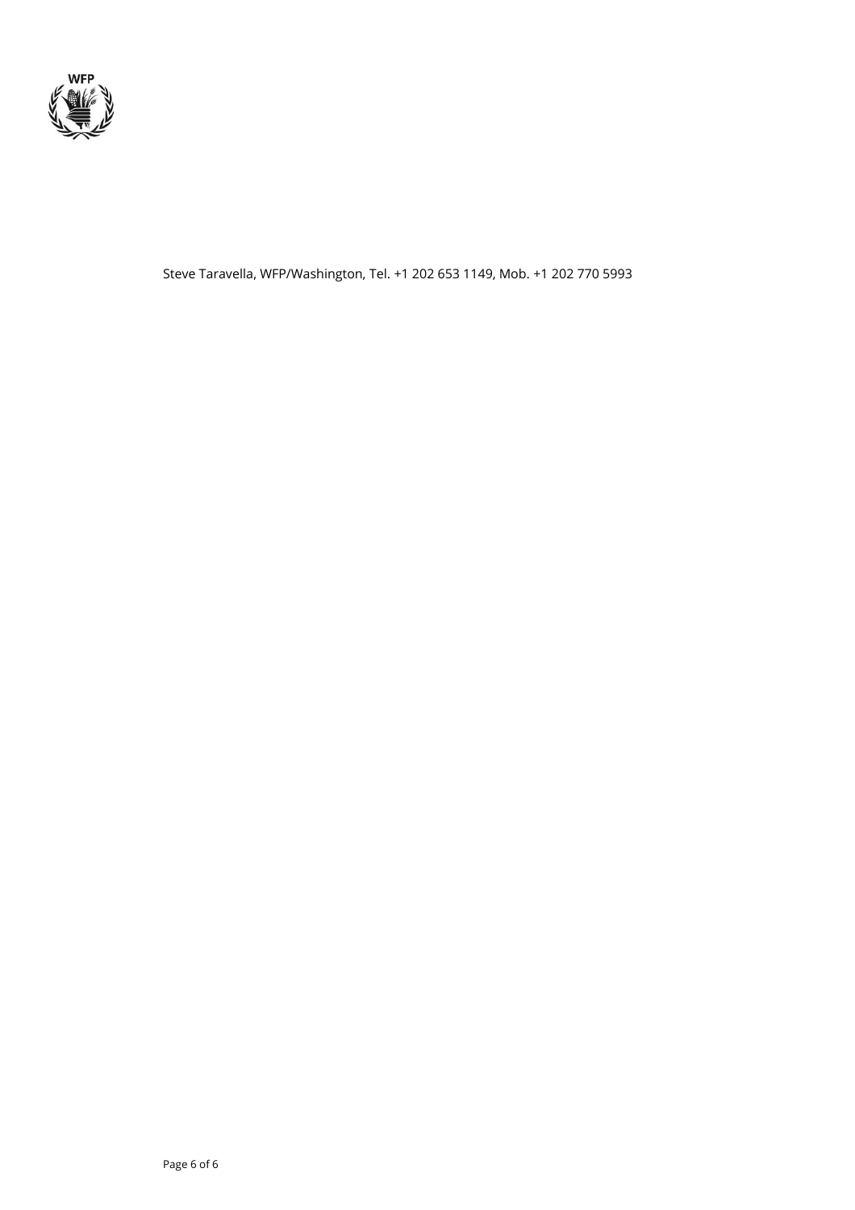Steve Taravella, WFP/Washington, Tel. +1 202 653 1149, Mob. +1 202 770 5993